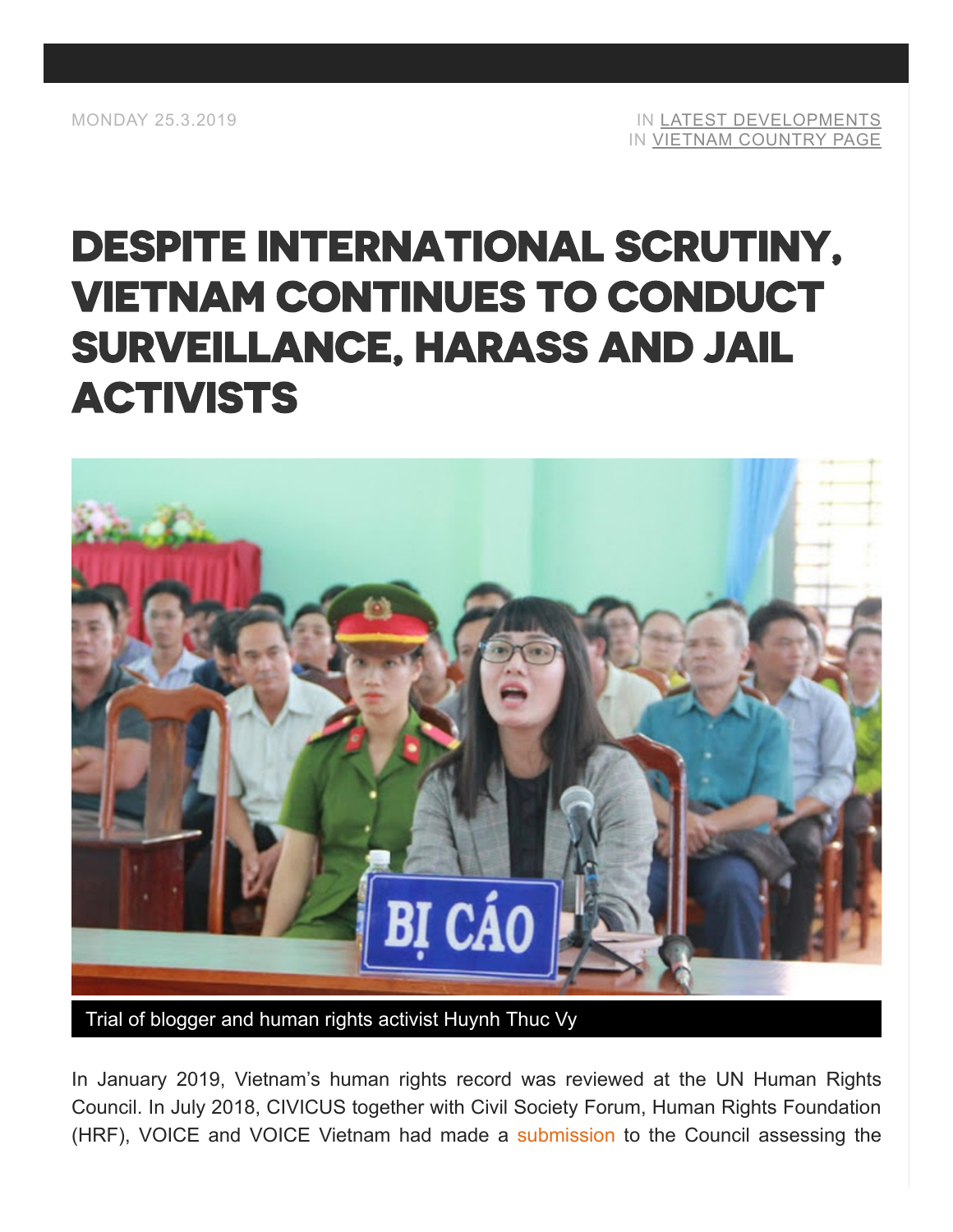MONDAY 25.3.2019

IN LATEST DEVELOPMENTS
IN VIETNAM COUNTRY PAGE

# DESPITE INTERNATIONAL SCRUTINY, VIETNAM CONTINUES TO CONDUCT SURVEILLANCE, HARASS AND JAIL ACTIVISTS

Trial of blogger and human rights activist Huynh Thuc Vy

In January 2019, Vietnam's human rights record was reviewed at the UN Human Rights Council. In July 2018, CIVICUS together with Civil Society Forum, Human Rights Foundation (HRF), VOICE and VOICE Vietnam had made a submission to the Council assessing the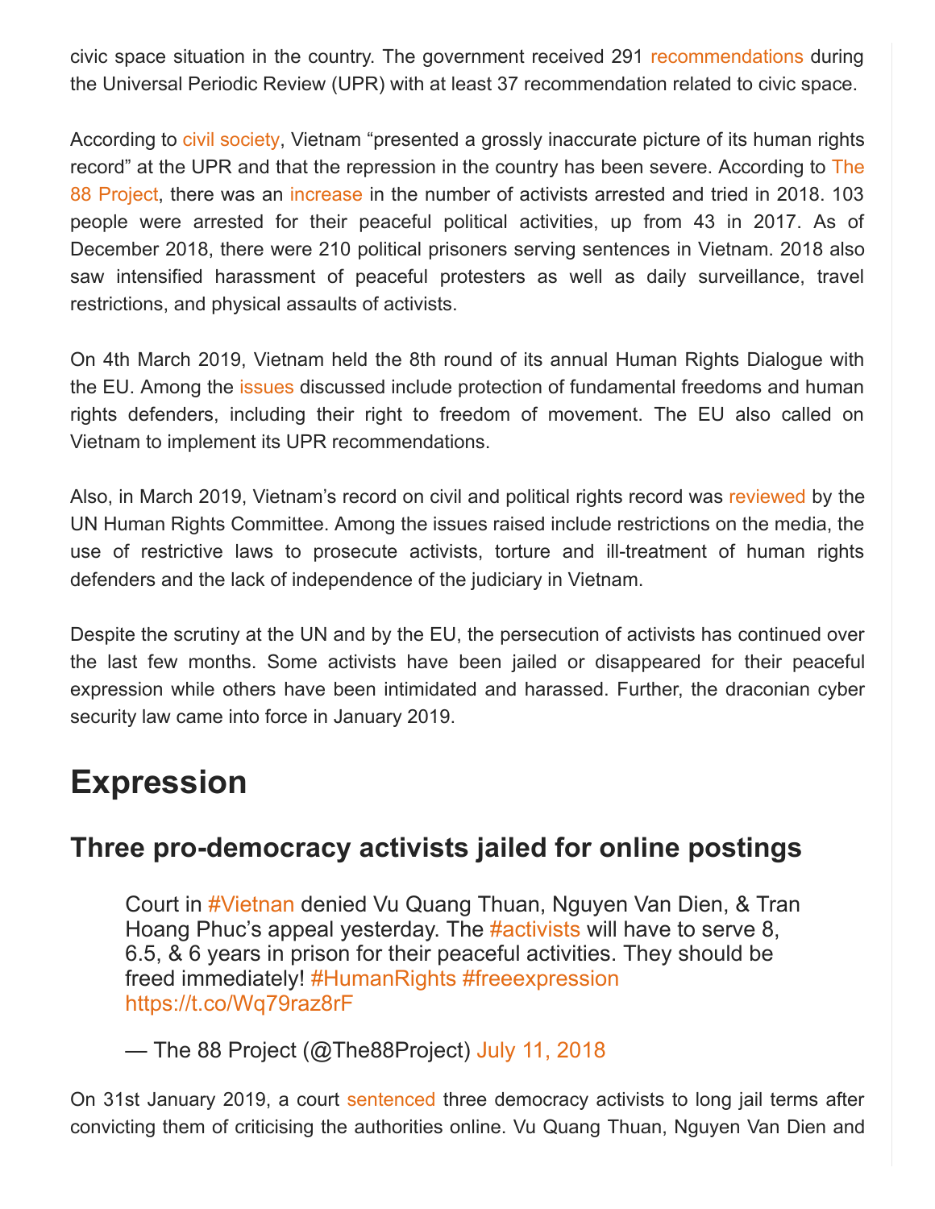civic space situation in the country. The government received 291 recommendations during the Universal Periodic Review (UPR) with at least 37 recommendation related to civic space.

According to civil society, Vietnam "presented a grossly inaccurate picture of its human rights record" at the UPR and that the repression in the country has been severe. According to The 88 Project, there was an increase in the number of activists arrested and tried in 2018. 103 people were arrested for their peaceful political activities, up from 43 in 2017. As of December 2018, there were 210 political prisoners serving sentences in Vietnam. 2018 also saw intensified harassment of peaceful protesters as well as daily surveillance, travel restrictions, and physical assaults of activists.

On 4th March 2019, Vietnam held the 8th round of its annual Human Rights Dialogue with the EU. Among the issues discussed include protection of fundamental freedoms and human rights defenders, including their right to freedom of movement. The EU also called on Vietnam to implement its UPR recommendations.

Also, in March 2019, Vietnam's record on civil and political rights record was reviewed by the UN Human Rights Committee. Among the issues raised include restrictions on the media, the use of restrictive laws to prosecute activists, torture and ill-treatment of human rights defenders and the lack of independence of the judiciary in Vietnam.

Despite the scrutiny at the UN and by the EU, the persecution of activists has continued over the last few months. Some activists have been jailed or disappeared for their peaceful expression while others have been intimidated and harassed. Further, the draconian cyber security law came into force in January 2019.

# Expression

## Three pro-democracy activists jailed for online postings

> Court in #Vietnan denied Vu Quang Thuan, Nguyen Van Dien, & Tran Hoang Phuc's appeal yesterday. The #activists will have to serve 8, 6.5, & 6 years in prison for their peaceful activities. They should be freed immediately! #HumanRights #freeexpression https://t.co/Wq79raz8rF
>
> — The 88 Project (@The88Project) July 11, 2018

On 31st January 2019, a court sentenced three democracy activists to long jail terms after convicting them of criticising the authorities online. Vu Quang Thuan, Nguyen Van Dien and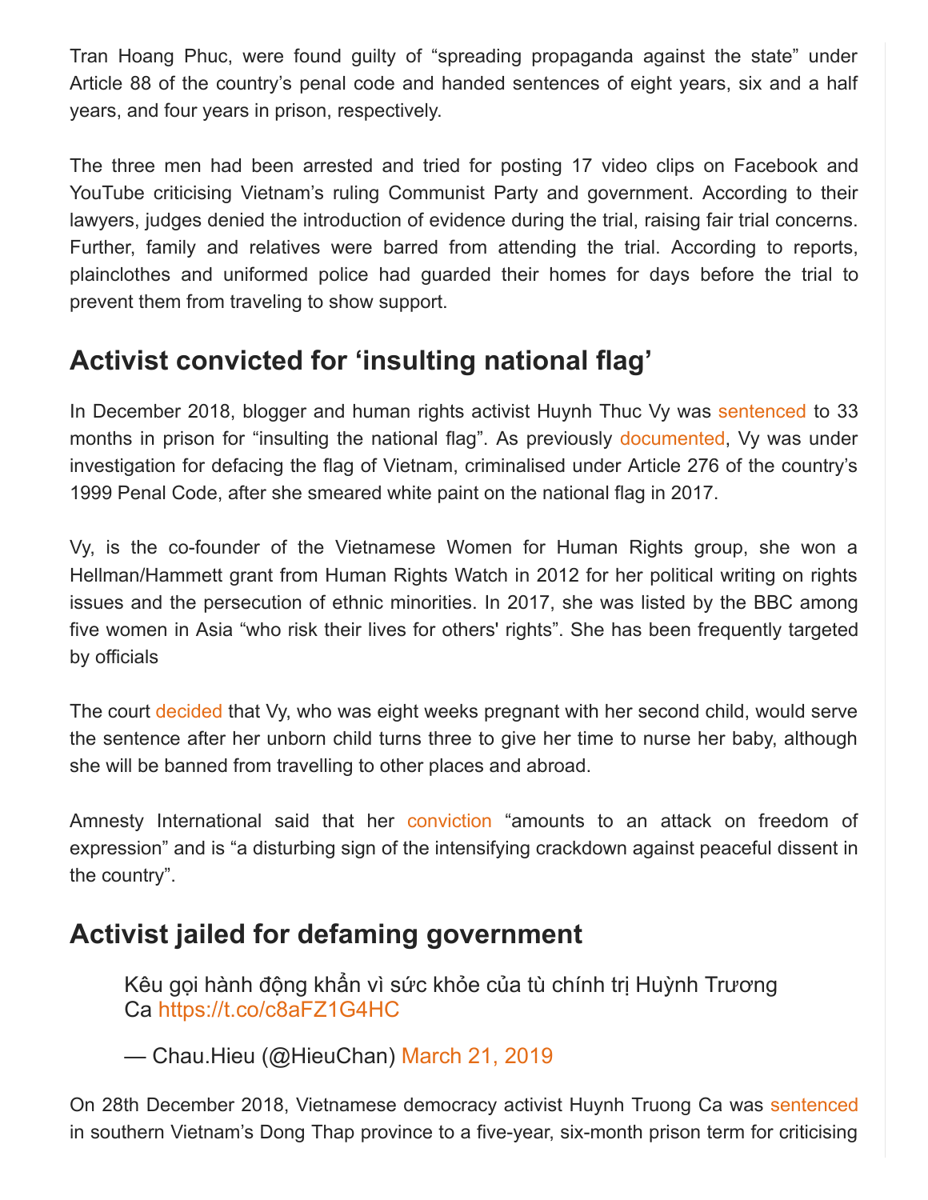Tran Hoang Phuc, were found guilty of "spreading propaganda against the state" under Article 88 of the country's penal code and handed sentences of eight years, six and a half years, and four years in prison, respectively.

The three men had been arrested and tried for posting 17 video clips on Facebook and YouTube criticising Vietnam's ruling Communist Party and government. According to their lawyers, judges denied the introduction of evidence during the trial, raising fair trial concerns. Further, family and relatives were barred from attending the trial. According to reports, plainclothes and uniformed police had guarded their homes for days before the trial to prevent them from traveling to show support.

## Activist convicted for 'insulting national flag'

In December 2018, blogger and human rights activist Huynh Thuc Vy was sentenced to 33 months in prison for "insulting the national flag". As previously documented, Vy was under investigation for defacing the flag of Vietnam, criminalised under Article 276 of the country's 1999 Penal Code, after she smeared white paint on the national flag in 2017.

Vy, is the co-founder of the Vietnamese Women for Human Rights group, she won a Hellman/Hammett grant from Human Rights Watch in 2012 for her political writing on rights issues and the persecution of ethnic minorities. In 2017, she was listed by the BBC among five women in Asia "who risk their lives for others' rights". She has been frequently targeted by officials

The court decided that Vy, who was eight weeks pregnant with her second child, would serve the sentence after her unborn child turns three to give her time to nurse her baby, although she will be banned from travelling to other places and abroad.

Amnesty International said that her conviction "amounts to an attack on freedom of expression" and is "a disturbing sign of the intensifying crackdown against peaceful dissent in the country".

## Activist jailed for defaming government

> Kêu gọi hành động khẩn vì sức khỏe của tù chính trị Huỳnh Trương Ca https://t.co/c8aFZ1G4HC
>
> — Chau.Hieu (@HieuChan) March 21, 2019

On 28th December 2018, Vietnamese democracy activist Huynh Truong Ca was sentenced in southern Vietnam's Dong Thap province to a five-year, six-month prison term for criticising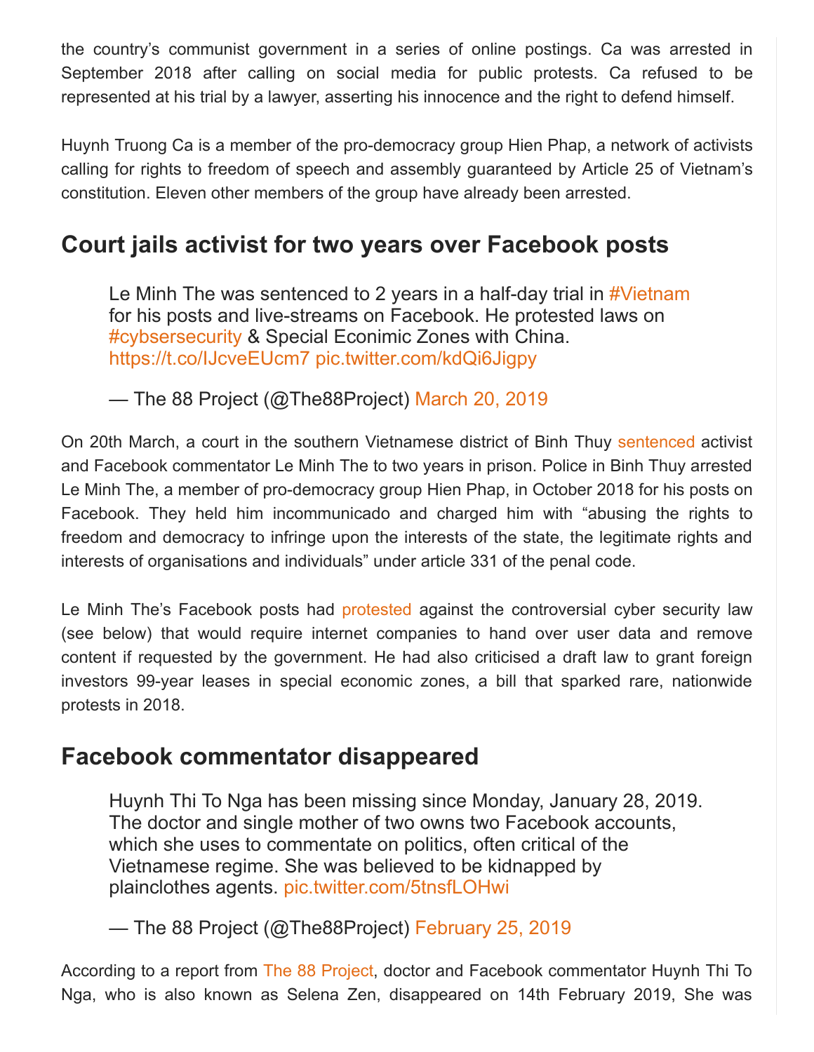the country's communist government in a series of online postings. Ca was arrested in September 2018 after calling on social media for public protests. Ca refused to be represented at his trial by a lawyer, asserting his innocence and the right to defend himself.

Huynh Truong Ca is a member of the pro-democracy group Hien Phap, a network of activists calling for rights to freedom of speech and assembly guaranteed by Article 25 of Vietnam's constitution. Eleven other members of the group have already been arrested.

## Court jails activist for two years over Facebook posts

> Le Minh The was sentenced to 2 years in a half-day trial in #Vietnam for his posts and live-streams on Facebook. He protested laws on #cybsersecurity & Special Econimic Zones with China. https://t.co/lJcveEUcm7 pic.twitter.com/kdQi6Jigpy
>
> — The 88 Project (@The88Project) March 20, 2019

On 20th March, a court in the southern Vietnamese district of Binh Thuy sentenced activist and Facebook commentator Le Minh The to two years in prison. Police in Binh Thuy arrested Le Minh The, a member of pro-democracy group Hien Phap, in October 2018 for his posts on Facebook. They held him incommunicado and charged him with "abusing the rights to freedom and democracy to infringe upon the interests of the state, the legitimate rights and interests of organisations and individuals" under article 331 of the penal code.

Le Minh The's Facebook posts had protested against the controversial cyber security law (see below) that would require internet companies to hand over user data and remove content if requested by the government. He had also criticised a draft law to grant foreign investors 99-year leases in special economic zones, a bill that sparked rare, nationwide protests in 2018.

## Facebook commentator disappeared

> Huynh Thi To Nga has been missing since Monday, January 28, 2019. The doctor and single mother of two owns two Facebook accounts, which she uses to commentate on politics, often critical of the Vietnamese regime. She was believed to be kidnapped by plainclothes agents. pic.twitter.com/5tnsfLOHwi
>
> — The 88 Project (@The88Project) February 25, 2019

According to a report from The 88 Project, doctor and Facebook commentator Huynh Thi To Nga, who is also known as Selena Zen, disappeared on 14th February 2019, She was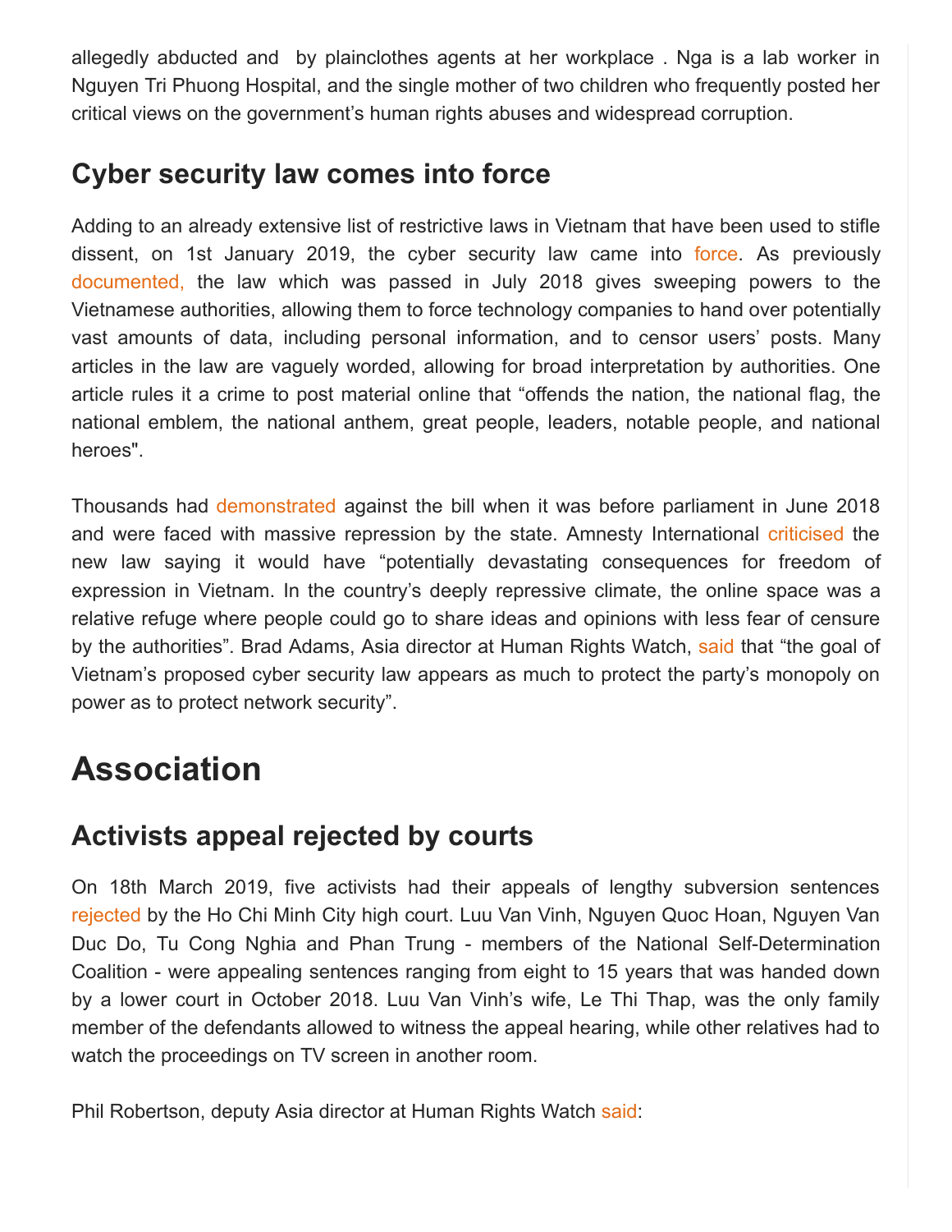allegedly abducted and  by plainclothes agents at her workplace . Nga is a lab worker in Nguyen Tri Phuong Hospital, and the single mother of two children who frequently posted her critical views on the government's human rights abuses and widespread corruption.

## Cyber security law comes into force

Adding to an already extensive list of restrictive laws in Vietnam that have been used to stifle dissent, on 1st January 2019, the cyber security law came into force. As previously documented, the law which was passed in July 2018 gives sweeping powers to the Vietnamese authorities, allowing them to force technology companies to hand over potentially vast amounts of data, including personal information, and to censor users' posts. Many articles in the law are vaguely worded, allowing for broad interpretation by authorities. One article rules it a crime to post material online that "offends the nation, the national flag, the national emblem, the national anthem, great people, leaders, notable people, and national heroes".

Thousands had demonstrated against the bill when it was before parliament in June 2018 and were faced with massive repression by the state. Amnesty International criticised the new law saying it would have "potentially devastating consequences for freedom of expression in Vietnam. In the country's deeply repressive climate, the online space was a relative refuge where people could go to share ideas and opinions with less fear of censure by the authorities". Brad Adams, Asia director at Human Rights Watch, said that "the goal of Vietnam's proposed cyber security law appears as much to protect the party's monopoly on power as to protect network security".

# Association

## Activists appeal rejected by courts

On 18th March 2019, five activists had their appeals of lengthy subversion sentences rejected by the Ho Chi Minh City high court. Luu Van Vinh, Nguyen Quoc Hoan, Nguyen Van Duc Do, Tu Cong Nghia and Phan Trung - members of the National Self-Determination Coalition - were appealing sentences ranging from eight to 15 years that was handed down by a lower court in October 2018. Luu Van Vinh's wife, Le Thi Thap, was the only family member of the defendants allowed to witness the appeal hearing, while other relatives had to watch the proceedings on TV screen in another room.

Phil Robertson, deputy Asia director at Human Rights Watch said: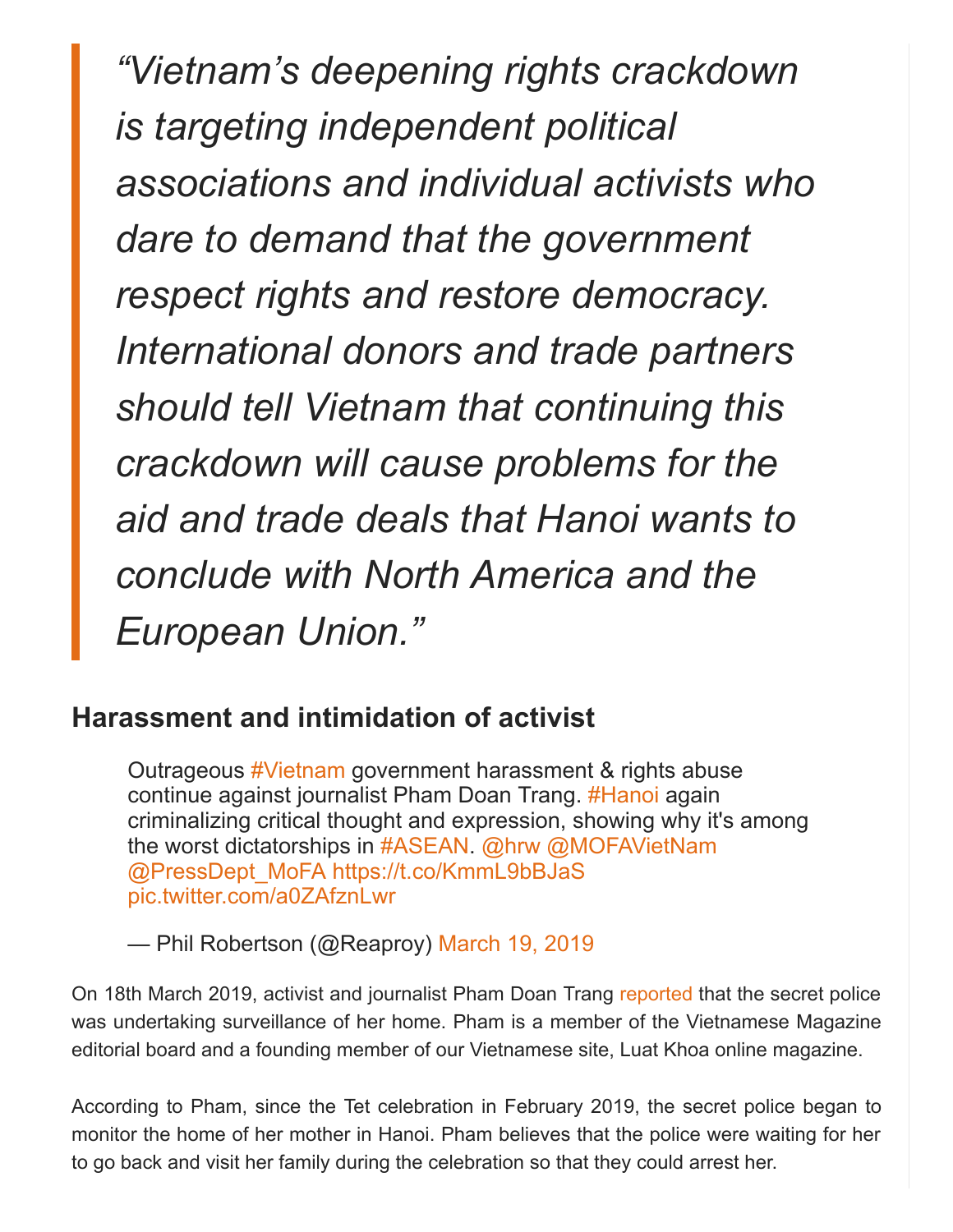> *“Vietnam’s deepening rights crackdown is targeting independent political associations and individual activists who dare to demand that the government respect rights and restore democracy. International donors and trade partners should tell Vietnam that continuing this crackdown will cause problems for the aid and trade deals that Hanoi wants to conclude with North America and the European Union.”*

## Harassment and intimidation of activist

> Outrageous #Vietnam government harassment & rights abuse continue against journalist Pham Doan Trang. #Hanoi again criminalizing critical thought and expression, showing why it's among the worst dictatorships in #ASEAN. @hrw @MOFAVietNam @PressDept_MoFA https://t.co/KmmL9bBJaS pic.twitter.com/a0ZAfznLwr
>
> — Phil Robertson (@Reaproy) March 19, 2019

On 18th March 2019, activist and journalist Pham Doan Trang reported that the secret police was undertaking surveillance of her home. Pham is a member of the Vietnamese Magazine editorial board and a founding member of our Vietnamese site, Luat Khoa online magazine.

According to Pham, since the Tet celebration in February 2019, the secret police began to monitor the home of her mother in Hanoi. Pham believes that the police were waiting for her to go back and visit her family during the celebration so that they could arrest her.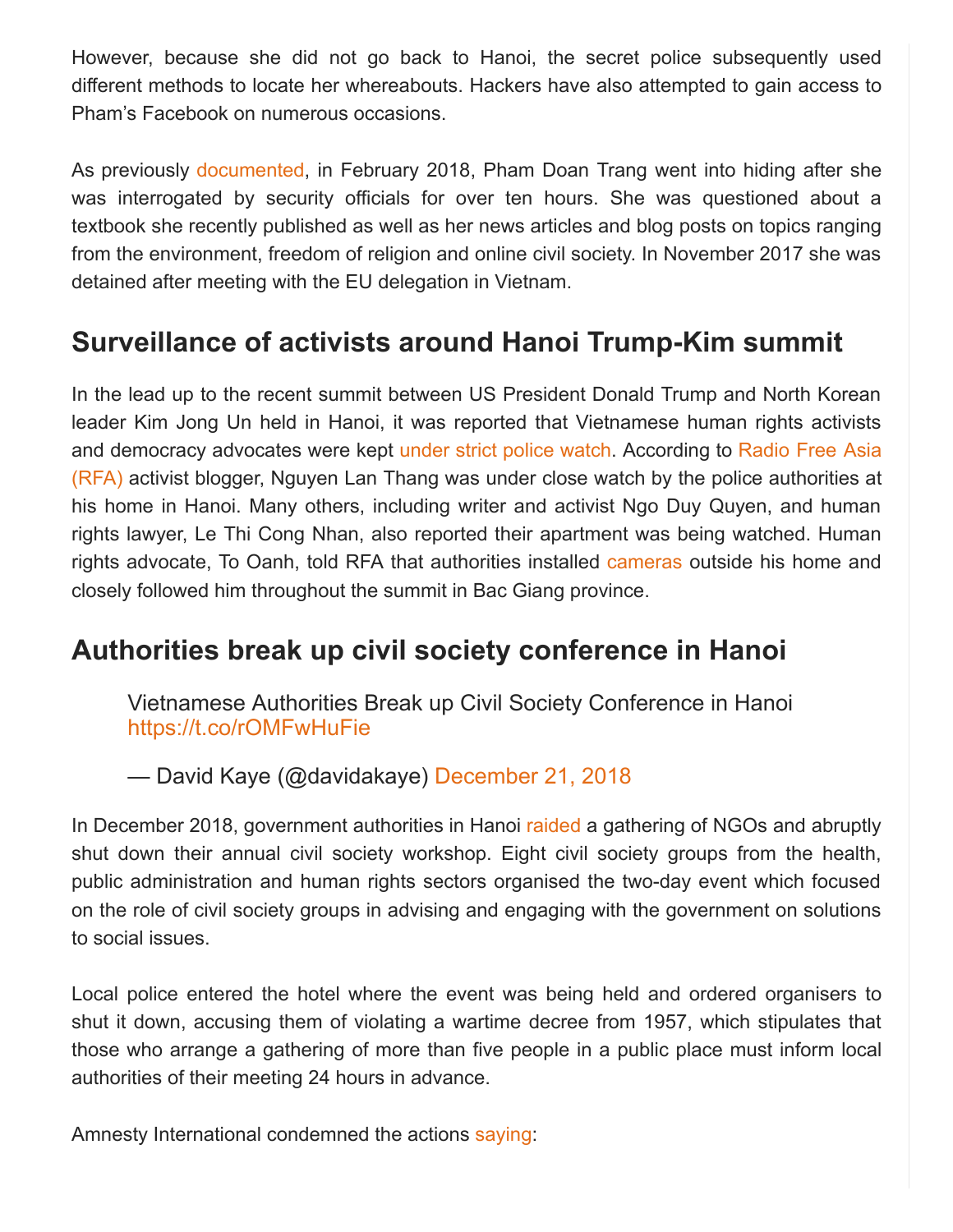However, because she did not go back to Hanoi, the secret police subsequently used different methods to locate her whereabouts. Hackers have also attempted to gain access to Pham's Facebook on numerous occasions.

As previously documented, in February 2018, Pham Doan Trang went into hiding after she was interrogated by security officials for over ten hours. She was questioned about a textbook she recently published as well as her news articles and blog posts on topics ranging from the environment, freedom of religion and online civil society. In November 2017 she was detained after meeting with the EU delegation in Vietnam.

## Surveillance of activists around Hanoi Trump-Kim summit

In the lead up to the recent summit between US President Donald Trump and North Korean leader Kim Jong Un held in Hanoi, it was reported that Vietnamese human rights activists and democracy advocates were kept under strict police watch. According to Radio Free Asia (RFA) activist blogger, Nguyen Lan Thang was under close watch by the police authorities at his home in Hanoi. Many others, including writer and activist Ngo Duy Quyen, and human rights lawyer, Le Thi Cong Nhan, also reported their apartment was being watched. Human rights advocate, To Oanh, told RFA that authorities installed cameras outside his home and closely followed him throughout the summit in Bac Giang province.

## Authorities break up civil society conference in Hanoi

> Vietnamese Authorities Break up Civil Society Conference in Hanoi https://t.co/rOMFwHuFie
>
> — David Kaye (@davidakaye) December 21, 2018

In December 2018, government authorities in Hanoi raided a gathering of NGOs and abruptly shut down their annual civil society workshop. Eight civil society groups from the health, public administration and human rights sectors organised the two-day event which focused on the role of civil society groups in advising and engaging with the government on solutions to social issues.

Local police entered the hotel where the event was being held and ordered organisers to shut it down, accusing them of violating a wartime decree from 1957, which stipulates that those who arrange a gathering of more than five people in a public place must inform local authorities of their meeting 24 hours in advance.

Amnesty International condemned the actions saying: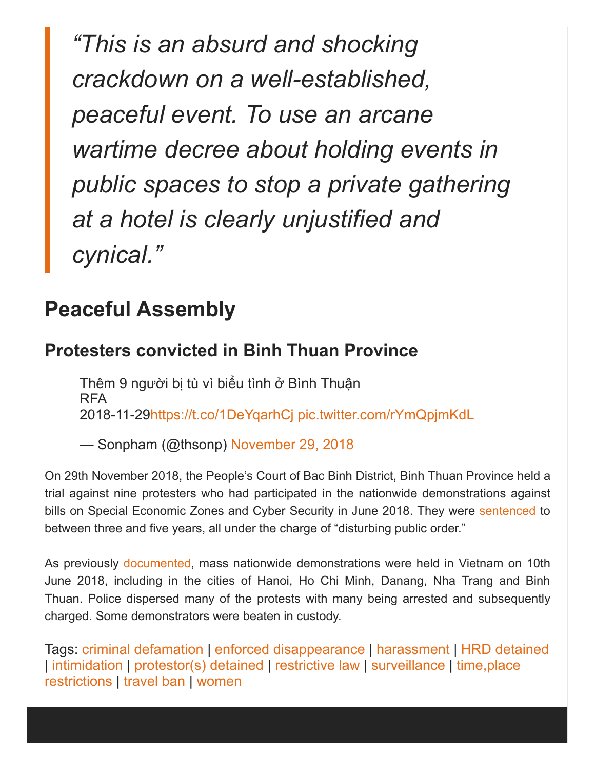> *"This is an absurd and shocking crackdown on a well-established, peaceful event. To use an arcane wartime decree about holding events in public spaces to stop a private gathering at a hotel is clearly unjustified and cynical."*

## Peaceful Assembly

### Protesters convicted in Binh Thuan Province

> Thêm 9 người bị tù vì biểu tình ở Bình Thuận
> RFA
> 2018-11-29https://t.co/1DeYqarhCj pic.twitter.com/rYmQpjmKdL
>
> — Sonpham (@thsonp) November 29, 2018

On 29th November 2018, the People's Court of Bac Binh District, Binh Thuan Province held a trial against nine protesters who had participated in the nationwide demonstrations against bills on Special Economic Zones and Cyber Security in June 2018. They were sentenced to between three and five years, all under the charge of "disturbing public order."

As previously documented, mass nationwide demonstrations were held in Vietnam on 10th June 2018, including in the cities of Hanoi, Ho Chi Minh, Danang, Nha Trang and Binh Thuan. Police dispersed many of the protests with many being arrested and subsequently charged. Some demonstrators were beaten in custody.

Tags: criminal defamation | enforced disappearance | harassment | HRD detained | intimidation | protestor(s) detained | restrictive law | surveillance | time,place restrictions | travel ban | women